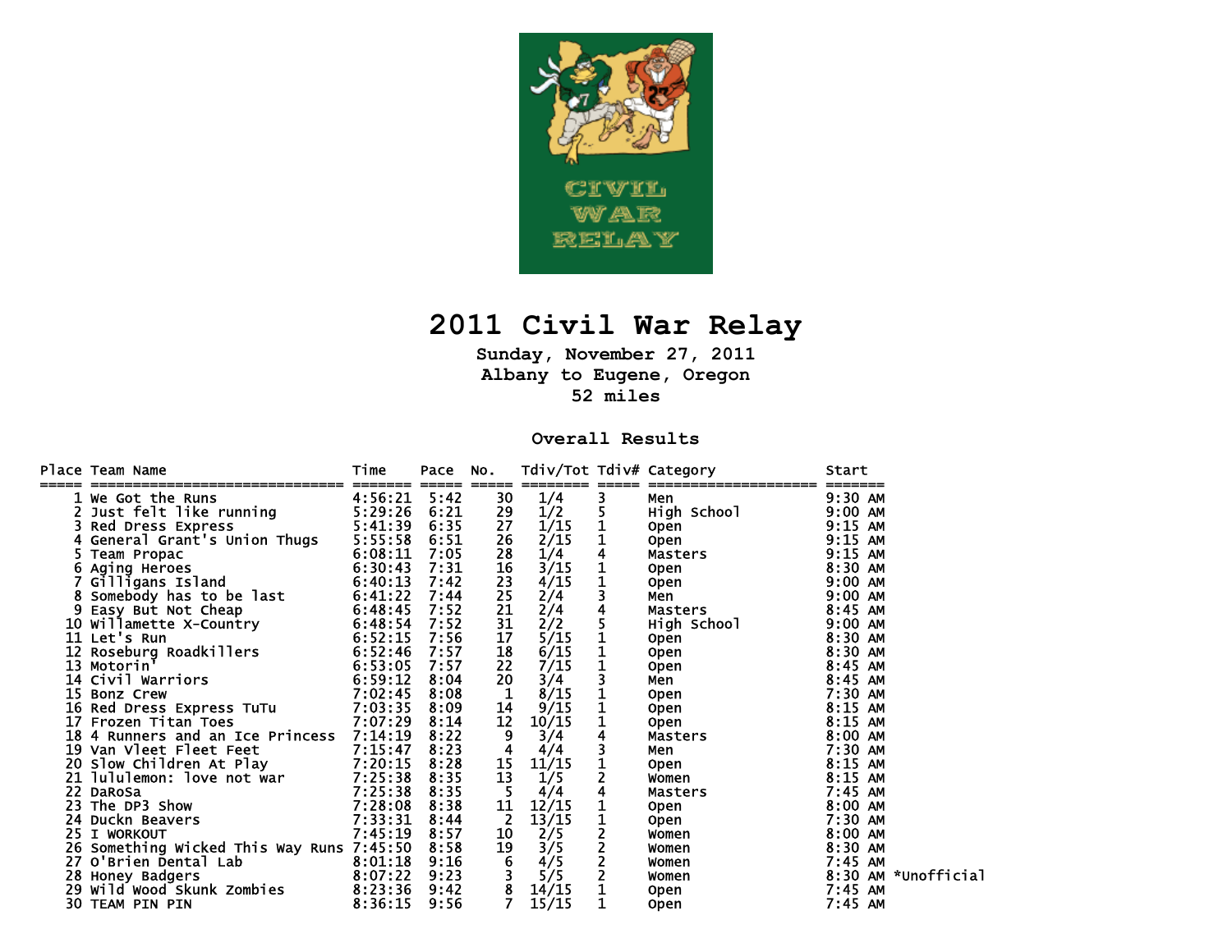# 2011 Civil War Relay

**Sunday, November 27, 2011**
**Albany to Eugene, Oregon**
**52 miles**

## Overall Results

| Place | Team Name | Time | Pace | No. | Tdiv/Tot | Tdiv# | Category | Start | |
|---|---|---|---|---|---|---|---|---|---|
| 1 | We Got the Runs | 4:56:21 | 5:42 | 30 | 1/4 | 3 | Men | 9:30 AM | |
| 2 | Just felt like running | 5:29:26 | 6:21 | 29 | 1/2 | 5 | High School | 9:00 AM | |
| 3 | Red Dress Express | 5:41:39 | 6:35 | 27 | 1/15 | 1 | Open | 9:15 AM | |
| 4 | General Grant's Union Thugs | 5:55:58 | 6:51 | 26 | 2/15 | 1 | Open | 9:15 AM | |
| 5 | Team Propac | 6:08:11 | 7:05 | 28 | 1/4 | 4 | Masters | 9:15 AM | |
| 6 | Aging Heroes | 6:30:43 | 7:31 | 16 | 3/15 | 1 | Open | 8:30 AM | |
| 7 | Gilligans Island | 6:40:13 | 7:42 | 23 | 4/15 | 1 | Open | 9:00 AM | |
| 8 | Somebody has to be last | 6:41:22 | 7:44 | 25 | 2/4 | 3 | Men | 9:00 AM | |
| 9 | Easy But Not Cheap | 6:48:45 | 7:52 | 21 | 2/4 | 4 | Masters | 8:45 AM | |
| 10 | Willamette X-Country | 6:48:54 | 7:52 | 31 | 2/2 | 5 | High School | 9:00 AM | |
| 11 | Let's Run | 6:52:15 | 7:56 | 17 | 5/15 | 1 | Open | 8:30 AM | |
| 12 | Roseburg Roadkillers | 6:52:46 | 7:57 | 18 | 6/15 | 1 | Open | 8:30 AM | |
| 13 | Motorin' | 6:53:05 | 7:57 | 22 | 7/15 | 1 | Open | 8:45 AM | |
| 14 | Civil Warriors | 6:59:12 | 8:04 | 20 | 3/4 | 3 | Men | 8:45 AM | |
| 15 | Bonz Crew | 7:02:45 | 8:08 | 1 | 8/15 | 1 | Open | 7:30 AM | |
| 16 | Red Dress Express TuTu | 7:03:35 | 8:09 | 14 | 9/15 | 1 | Open | 8:15 AM | |
| 17 | Frozen Titan Toes | 7:07:29 | 8:14 | 12 | 10/15 | 1 | Open | 8:15 AM | |
| 18 | 4 Runners and an Ice Princess | 7:14:19 | 8:22 | 9 | 3/4 | 4 | Masters | 8:00 AM | |
| 19 | Van Vleet Fleet Feet | 7:15:47 | 8:23 | 4 | 4/4 | 3 | Men | 7:30 AM | |
| 20 | Slow Children At Play | 7:20:15 | 8:28 | 15 | 11/15 | 1 | Open | 8:15 AM | |
| 21 | lululemon: love not war | 7:25:38 | 8:35 | 13 | 1/5 | 2 | Women | 8:15 AM | |
| 22 | DaRoSa | 7:25:38 | 8:35 | 5 | 4/4 | 4 | Masters | 7:45 AM | |
| 23 | The DP3 Show | 7:28:08 | 8:38 | 11 | 12/15 | 1 | Open | 8:00 AM | |
| 24 | Duckn Beavers | 7:33:31 | 8:44 | 2 | 13/15 | 1 | Open | 7:30 AM | |
| 25 | I WORKOUT | 7:45:19 | 8:57 | 10 | 2/5 | 2 | Women | 8:00 AM | |
| 26 | Something Wicked This Way Runs | 7:45:50 | 8:58 | 19 | 3/5 | 2 | Women | 8:30 AM | |
| 27 | O'Brien Dental Lab | 8:01:18 | 9:16 | 6 | 4/5 | 2 | Women | 7:45 AM | |
| 28 | Honey Badgers | 8:07:22 | 9:23 | 3 | 5/5 | 2 | Women | 8:30 AM | *Unofficial |
| 29 | Wild Wood Skunk Zombies | 8:23:36 | 9:42 | 8 | 14/15 | 1 | Open | 7:45 AM | |
| 30 | TEAM PIN PIN | 8:36:15 | 9:56 | 7 | 15/15 | 1 | Open | 7:45 AM | |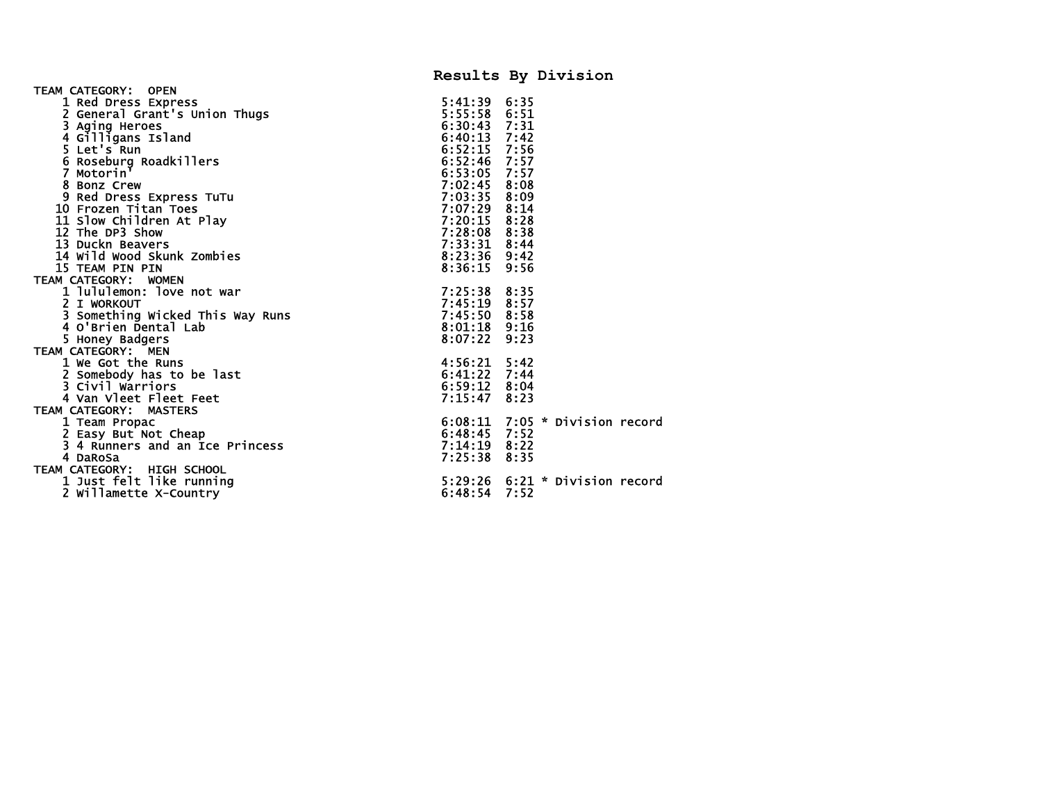# Results By Division

**TEAM CATEGORY: OPEN**

| | | | | |
|---|---|---|---|---|
| 1 | Red Dress Express | 5:41:39 | 6:35 | |
| 2 | General Grant's Union Thugs | 5:55:58 | 6:51 | |
| 3 | Aging Heroes | 6:30:43 | 7:31 | |
| 4 | Gilligans Island | 6:40:13 | 7:42 | |
| 5 | Let's Run | 6:52:15 | 7:56 | |
| 6 | Roseburg Roadkillers | 6:52:46 | 7:57 | |
| 7 | Motorin' | 6:53:05 | 7:57 | |
| 8 | Bonz Crew | 7:02:45 | 8:08 | |
| 9 | Red Dress Express TuTu | 7:03:35 | 8:09 | |
| 10 | Frozen Titan Toes | 7:07:29 | 8:14 | |
| 11 | Slow Children At Play | 7:20:15 | 8:28 | |
| 12 | The DP3 Show | 7:28:08 | 8:38 | |
| 13 | Duckn Beavers | 7:33:31 | 8:44 | |
| 14 | Wild Wood Skunk Zombies | 8:23:36 | 9:42 | |
| 15 | TEAM PIN PIN | 8:36:15 | 9:56 | |

**TEAM CATEGORY: WOMEN**

| | | | | |
|---|---|---|---|---|
| 1 | lululemon: love not war | 7:25:38 | 8:35 | |
| 2 | I WORKOUT | 7:45:19 | 8:57 | |
| 3 | Something Wicked This Way Runs | 7:45:50 | 8:58 | |
| 4 | O'Brien Dental Lab | 8:01:18 | 9:16 | |
| 5 | Honey Badgers | 8:07:22 | 9:23 | |

**TEAM CATEGORY: MEN**

| | | | | |
|---|---|---|---|---|
| 1 | We Got the Runs | 4:56:21 | 5:42 | |
| 2 | Somebody has to be last | 6:41:22 | 7:44 | |
| 3 | Civil Warriors | 6:59:12 | 8:04 | |
| 4 | Van Vleet Fleet Feet | 7:15:47 | 8:23 | |

**TEAM CATEGORY: MASTERS**

| | | | | |
|---|---|---|---|---|
| 1 | Team Propac | 6:08:11 | 7:05 | * Division record |
| 2 | Easy But Not Cheap | 6:48:45 | 7:52 | |
| 3 | 4 Runners and an Ice Princess | 7:14:19 | 8:22 | |
| 4 | DaRoSa | 7:25:38 | 8:35 | |

**TEAM CATEGORY: HIGH SCHOOL**

| | | | | |
|---|---|---|---|---|
| 1 | Just felt like running | 5:29:26 | 6:21 | * Division record |
| 2 | Willamette X-Country | 6:48:54 | 7:52 | |